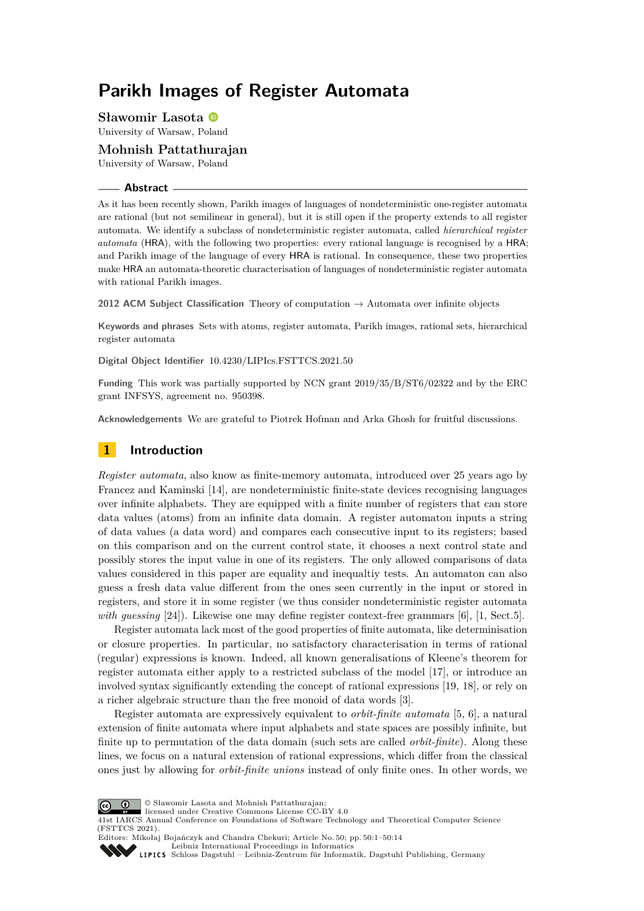# Parikh Images of Register Automata

**Sławomir Lasota**
University of Warsaw, Poland

**Mohnish Pattathurajan**
University of Warsaw, Poland

## Abstract

As it has been recently shown, Parikh images of languages of nondeterministic one-register automata are rational (but not semilinear in general), but it is still open if the property extends to all register automata. We identify a subclass of nondeterministic register automata, called *hierarchical register automata* (HRA), with the following two properties: every rational language is recognised by a HRA; and Parikh image of the language of every HRA is rational. In consequence, these two properties make HRA an automata-theoretic characterisation of languages of nondeterministic register automata with rational Parikh images.

**2012 ACM Subject Classification** Theory of computation → Automata over infinite objects

**Keywords and phrases** Sets with atoms, register automata, Parikh images, rational sets, hierarchical register automata

**Digital Object Identifier** 10.4230/LIPIcs.FSTTCS.2021.50

**Funding** This work was partially supported by NCN grant 2019/35/B/ST6/02322 and by the ERC grant INFSYS, agreement no. 950398.

**Acknowledgements** We are grateful to Piotrek Hofman and Arka Ghosh for fruitful discussions.

## 1 Introduction

*Register automata*, also know as finite-memory automata, introduced over 25 years ago by Francez and Kaminski [14], are nondeterministic finite-state devices recognising languages over infinite alphabets. They are equipped with a finite number of registers that can store data values (atoms) from an infinite data domain. A register automaton inputs a string of data values (a data word) and compares each consecutive input to its registers; based on this comparison and on the current control state, it chooses a next control state and possibly stores the input value in one of its registers. The only allowed comparisons of data values considered in this paper are equality and inequaltiy tests. An automaton can also guess a fresh data value different from the ones seen currently in the input or stored in registers, and store it in some register (we thus consider nondeterministic register automata *with guessing* [24]). Likewise one may define register context-free grammars [6], [1, Sect.5].

Register automata lack most of the good properties of finite automata, like determinisation or closure properties. In particular, no satisfactory characterisation in terms of rational (regular) expressions is known. Indeed, all known generalisations of Kleene's theorem for register automata either apply to a restricted subclass of the model [17], or introduce an involved syntax significantly extending the concept of rational expressions [19, 18], or rely on a richer algebraic structure than the free monoid of data words [3].

Register automata are expressively equivalent to *orbit-finite automata* [5, 6], a natural extension of finite automata where input alphabets and state spaces are possibly infinite, but finite up to permutation of the data domain (such sets are called *orbit-finite*). Along these lines, we focus on a natural extension of rational expressions, which differ from the classical ones just by allowing for *orbit-finite unions* instead of only finite ones. In other words, we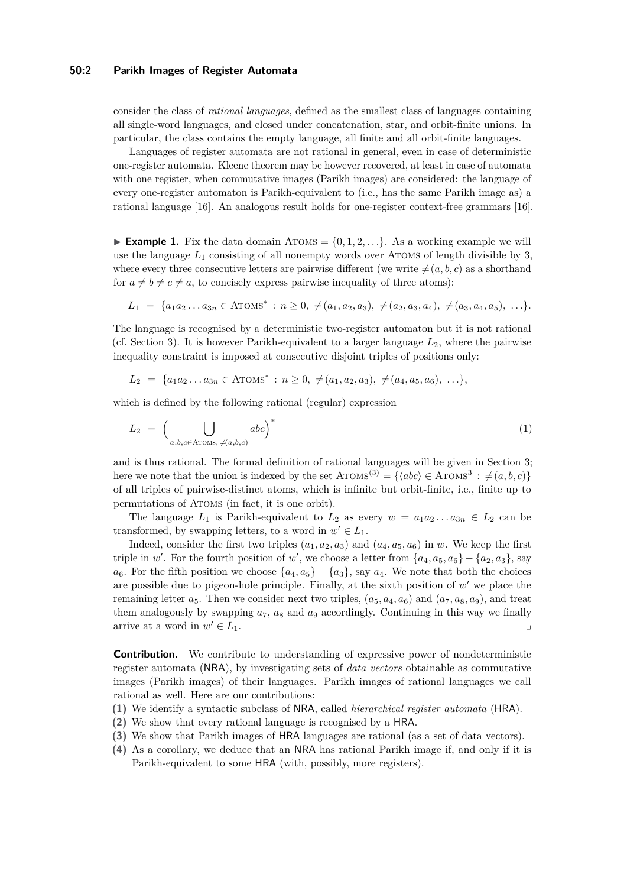consider the class of *rational languages*, defined as the smallest class of languages containing all single-word languages, and closed under concatenation, star, and orbit-finite unions. In particular, the class contains the empty language, all finite and all orbit-finite languages.

Languages of register automata are not rational in general, even in case of deterministic one-register automata. Kleene theorem may be however recovered, at least in case of automata with one register, when commutative images (Parikh images) are considered: the language of every one-register automaton is Parikh-equivalent to (i.e., has the same Parikh image as) a rational language [16]. An analogous result holds for one-register context-free grammars [16].

▶ **Example 1.** Fix the data domain $\text{Atoms} = \{0, 1, 2, \ldots\}$. As a working example we will use the language $L_1$ consisting of all nonempty words over Atoms of length divisible by 3, where every three consecutive letters are pairwise different (we write $\neq(a, b, c)$ as a shorthand for $a \neq b \neq c \neq a$, to concisely express pairwise inequality of three atoms):

$$L_1 \; = \; \{a_1 a_2 \ldots a_{3n} \in \text{Atoms}^* \, : \, n \geq 0, \; \neq(a_1, a_2, a_3), \; \neq(a_2, a_3, a_4), \; \neq(a_3, a_4, a_5), \; \ldots\}.$$

The language is recognised by a deterministic two-register automaton but it is not rational (cf. Section 3). It is however Parikh-equivalent to a larger language $L_2$, where the pairwise inequality constraint is imposed at consecutive disjoint triples of positions only:

$$L_2 \; = \; \{a_1 a_2 \ldots a_{3n} \in \text{Atoms}^* \, : \, n \geq 0, \; \neq(a_1, a_2, a_3), \; \neq(a_4, a_5, a_6), \; \ldots\},$$

which is defined by the following rational (regular) expression

$$L_2 \; = \; \Big( \bigcup_{a,b,c \in \text{Atoms}, \, \neq(a,b,c)} abc \Big)^* \tag{1}$$

and is thus rational. The formal definition of rational languages will be given in Section 3; here we note that the union is indexed by the set $\text{Atoms}^{(3)} = \{\langle abc \rangle \in \text{Atoms}^3 \, : \, \neq(a, b, c)\}$ of all triples of pairwise-distinct atoms, which is infinite but orbit-finite, i.e., finite up to permutations of Atoms (in fact, it is one orbit).

The language $L_1$ is Parikh-equivalent to $L_2$ as every $w = a_1 a_2 \ldots a_{3n} \in L_2$ can be transformed, by swapping letters, to a word in $w' \in L_1$.

Indeed, consider the first two triples $(a_1, a_2, a_3)$ and $(a_4, a_5, a_6)$ in $w$. We keep the first triple in $w'$. For the fourth position of $w'$, we choose a letter from $\{a_4, a_5, a_6\} - \{a_2, a_3\}$, say $a_6$. For the fifth position we choose $\{a_4, a_5\} - \{a_3\}$, say $a_4$. We note that both the choices are possible due to pigeon-hole principle. Finally, at the sixth position of $w'$ we place the remaining letter $a_5$. Then we consider next two triples, $(a_5, a_4, a_6)$ and $(a_7, a_8, a_9)$, and treat them analogously by swapping $a_7$, $a_8$ and $a_9$ accordingly. Continuing in this way we finally arrive at a word in $w' \in L_1$. ⌟

**Contribution.** We contribute to understanding of expressive power of nondeterministic register automata (NRA), by investigating sets of *data vectors* obtainable as commutative images (Parikh images) of their languages. Parikh images of rational languages we call rational as well. Here are our contributions:

**(1)** We identify a syntactic subclass of NRA, called *hierarchical register automata* (HRA).
**(2)** We show that every rational language is recognised by a HRA.
**(3)** We show that Parikh images of HRA languages are rational (as a set of data vectors).
**(4)** As a corollary, we deduce that an NRA has rational Parikh image if, and only if it is Parikh-equivalent to some HRA (with, possibly, more registers).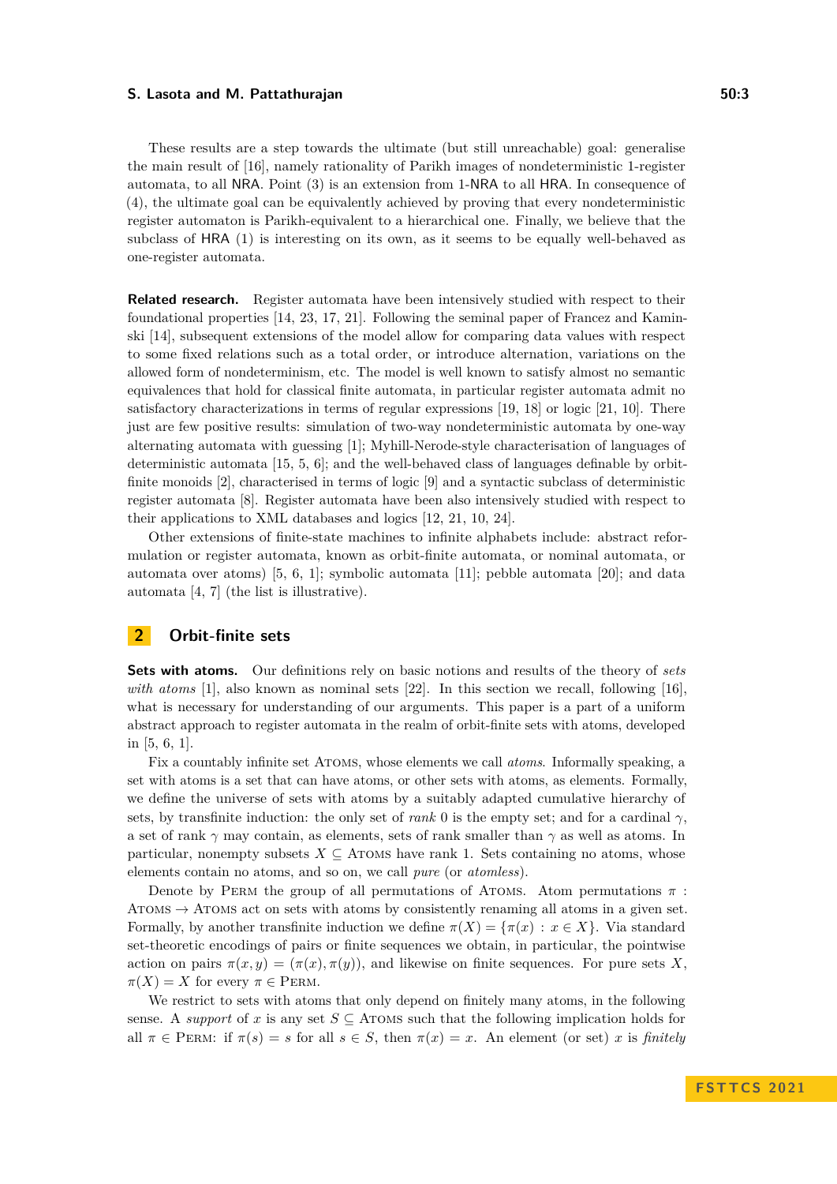These results are a step towards the ultimate (but still unreachable) goal: generalise the main result of [16], namely rationality of Parikh images of nondeterministic 1-register automata, to all NRA. Point (3) is an extension from 1-NRA to all HRA. In consequence of (4), the ultimate goal can be equivalently achieved by proving that every nondeterministic register automaton is Parikh-equivalent to a hierarchical one. Finally, we believe that the subclass of HRA (1) is interesting on its own, as it seems to be equally well-behaved as one-register automata.

**Related research.** Register automata have been intensively studied with respect to their foundational properties [14, 23, 17, 21]. Following the seminal paper of Francez and Kaminski [14], subsequent extensions of the model allow for comparing data values with respect to some fixed relations such as a total order, or introduce alternation, variations on the allowed form of nondeterminism, etc. The model is well known to satisfy almost no semantic equivalences that hold for classical finite automata, in particular register automata admit no satisfactory characterizations in terms of regular expressions [19, 18] or logic [21, 10]. There just are few positive results: simulation of two-way nondeterministic automata by one-way alternating automata with guessing [1]; Myhill-Nerode-style characterisation of languages of deterministic automata [15, 5, 6]; and the well-behaved class of languages definable by orbit-finite monoids [2], characterised in terms of logic [9] and a syntactic subclass of deterministic register automata [8]. Register automata have been also intensively studied with respect to their applications to XML databases and logics [12, 21, 10, 24].

Other extensions of finite-state machines to infinite alphabets include: abstract reformulation or register automata, known as orbit-finite automata, or nominal automata, or automata over atoms) [5, 6, 1]; symbolic automata [11]; pebble automata [20]; and data automata [4, 7] (the list is illustrative).

## 2 Orbit-finite sets

**Sets with atoms.** Our definitions rely on basic notions and results of the theory of *sets with atoms* [1], also known as nominal sets [22]. In this section we recall, following [16], what is necessary for understanding of our arguments. This paper is a part of a uniform abstract approach to register automata in the realm of orbit-finite sets with atoms, developed in [5, 6, 1].

Fix a countably infinite set Atoms, whose elements we call *atoms*. Informally speaking, a set with atoms is a set that can have atoms, or other sets with atoms, as elements. Formally, we define the universe of sets with atoms by a suitably adapted cumulative hierarchy of sets, by transfinite induction: the only set of *rank* 0 is the empty set; and for a cardinal $\gamma$, a set of rank $\gamma$ may contain, as elements, sets of rank smaller than $\gamma$ as well as atoms. In particular, nonempty subsets $X \subseteq \text{Atoms}$ have rank 1. Sets containing no atoms, whose elements contain no atoms, and so on, we call *pure* (or *atomless*).

Denote by Perm the group of all permutations of Atoms. Atom permutations $\pi : \text{Atoms} \to \text{Atoms}$ act on sets with atoms by consistently renaming all atoms in a given set. Formally, by another transfinite induction we define $\pi(X) = \{\pi(x) : x \in X\}$. Via standard set-theoretic encodings of pairs or finite sequences we obtain, in particular, the pointwise action on pairs $\pi(x, y) = (\pi(x), \pi(y))$, and likewise on finite sequences. For pure sets $X$, $\pi(X) = X$ for every $\pi \in \text{Perm}$.

We restrict to sets with atoms that only depend on finitely many atoms, in the following sense. A *support* of $x$ is any set $S \subseteq \text{Atoms}$ such that the following implication holds for all $\pi \in \text{Perm}$: if $\pi(s) = s$ for all $s \in S$, then $\pi(x) = x$. An element (or set) $x$ is *finitely*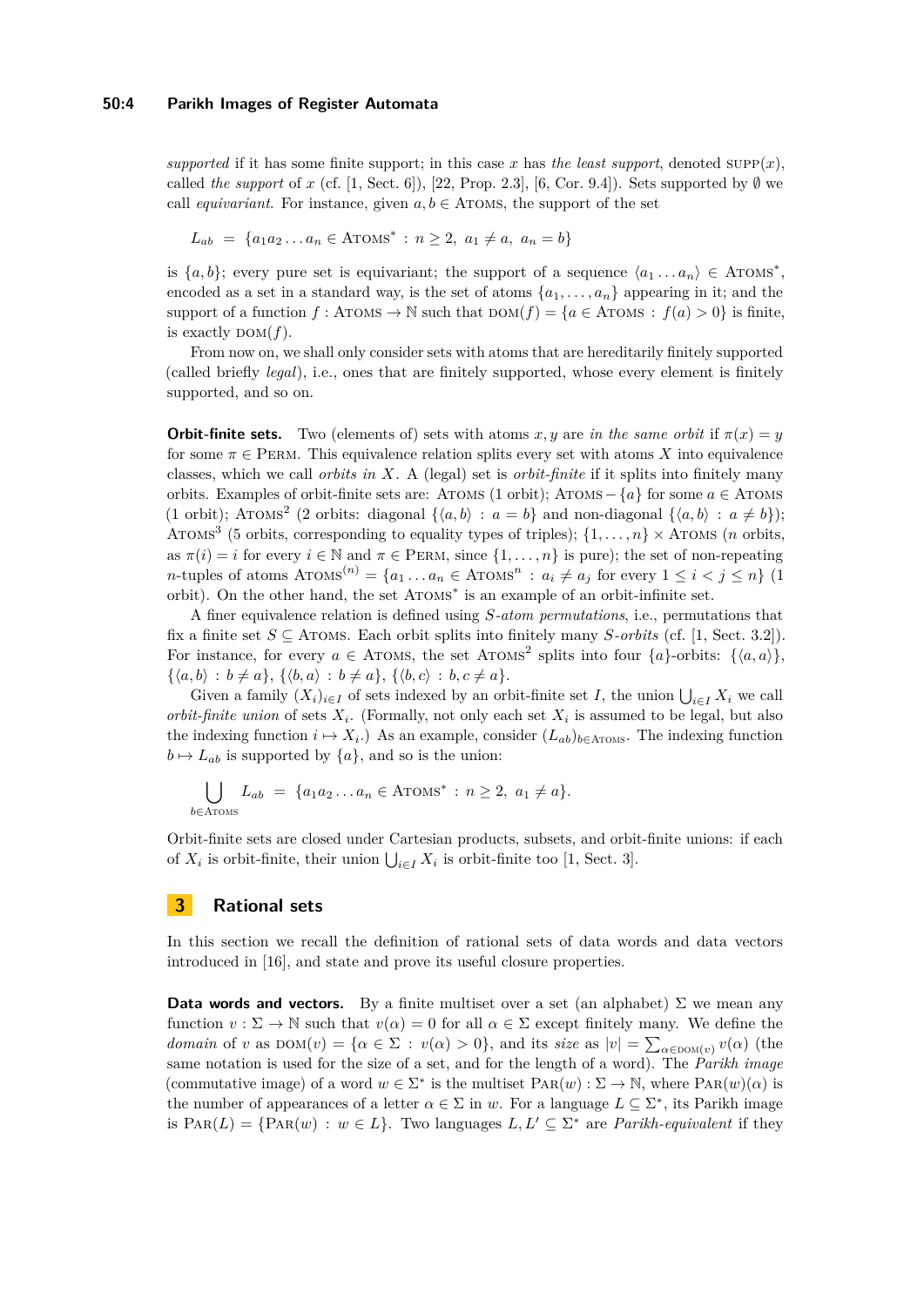*supported* if it has some finite support; in this case $x$ has *the least support*, denoted $\text{SUPP}(x)$, called *the support* of $x$ (cf. [1, Sect. 6]), [22, Prop. 2.3], [6, Cor. 9.4]). Sets supported by $\emptyset$ we call *equivariant*. For instance, given $a, b \in \text{ATOMS}$, the support of the set

$$L_{ab} \;=\; \{a_1 a_2 \dots a_n \in \text{ATOMS}^* \;:\; n \geq 2,\; a_1 \neq a,\; a_n = b\}$$

is $\{a, b\}$; every pure set is equivariant; the support of a sequence $\langle a_1 \dots a_n \rangle \in \text{ATOMS}^*$, encoded as a set in a standard way, is the set of atoms $\{a_1, \dots, a_n\}$ appearing in it; and the support of a function $f : \text{ATOMS} \to \mathbb{N}$ such that $\text{DOM}(f) = \{a \in \text{ATOMS} \;:\; f(a) > 0\}$ is finite, is exactly $\text{DOM}(f)$.

From now on, we shall only consider sets with atoms that are hereditarily finitely supported (called briefly *legal*), i.e., ones that are finitely supported, whose every element is finitely supported, and so on.

**Orbit-finite sets.** Two (elements of) sets with atoms $x, y$ are *in the same orbit* if $\pi(x) = y$ for some $\pi \in \text{PERM}$. This equivalence relation splits every set with atoms $X$ into equivalence classes, which we call *orbits in* $X$. A (legal) set is *orbit-finite* if it splits into finitely many orbits. Examples of orbit-finite sets are: $\text{ATOMS}$ (1 orbit); $\text{ATOMS} - \{a\}$ for some $a \in \text{ATOMS}$ (1 orbit); $\text{ATOMS}^2$ (2 orbits: diagonal $\{\langle a, b\rangle \;:\; a = b\}$ and non-diagonal $\{\langle a, b\rangle \;:\; a \neq b\}$); $\text{ATOMS}^3$ (5 orbits, corresponding to equality types of triples); $\{1, \dots, n\} \times \text{ATOMS}$ ($n$ orbits, as $\pi(i) = i$ for every $i \in \mathbb{N}$ and $\pi \in \text{PERM}$, since $\{1, \dots, n\}$ is pure); the set of non-repeating $n$-tuples of atoms $\text{ATOMS}^{(n)} = \{a_1 \dots a_n \in \text{ATOMS}^n \;:\; a_i \neq a_j \text{ for every } 1 \leq i < j \leq n\}$ (1 orbit). On the other hand, the set $\text{ATOMS}^*$ is an example of an orbit-infinite set.

A finer equivalence relation is defined using *$S$-atom permutations*, i.e., permutations that fix a finite set $S \subseteq \text{ATOMS}$. Each orbit splits into finitely many *$S$-orbits* (cf. [1, Sect. 3.2]). For instance, for every $a \in \text{ATOMS}$, the set $\text{ATOMS}^2$ splits into four $\{a\}$-orbits: $\{\langle a, a\rangle\}$, $\{\langle a, b\rangle \;:\; b \neq a\}$, $\{\langle b, a\rangle \;:\; b \neq a\}$, $\{\langle b, c\rangle \;:\; b, c \neq a\}$.

Given a family $(X_i)_{i \in I}$ of sets indexed by an orbit-finite set $I$, the union $\bigcup_{i \in I} X_i$ we call *orbit-finite union* of sets $X_i$. (Formally, not only each set $X_i$ is assumed to be legal, but also the indexing function $i \mapsto X_i$.) As an example, consider $(L_{ab})_{b \in \text{ATOMS}}$. The indexing function $b \mapsto L_{ab}$ is supported by $\{a\}$, and so is the union:

$$\bigcup_{b \in \text{ATOMS}} L_{ab} \;=\; \{a_1 a_2 \dots a_n \in \text{ATOMS}^* \;:\; n \geq 2,\; a_1 \neq a\}.$$

Orbit-finite sets are closed under Cartesian products, subsets, and orbit-finite unions: if each of $X_i$ is orbit-finite, their union $\bigcup_{i \in I} X_i$ is orbit-finite too [1, Sect. 3].

## 3 Rational sets

In this section we recall the definition of rational sets of data words and data vectors introduced in [16], and state and prove its useful closure properties.

**Data words and vectors.** By a finite multiset over a set (an alphabet) $\Sigma$ we mean any function $v : \Sigma \to \mathbb{N}$ such that $v(\alpha) = 0$ for all $\alpha \in \Sigma$ except finitely many. We define the *domain* of $v$ as $\text{DOM}(v) = \{\alpha \in \Sigma \;:\; v(\alpha) > 0\}$, and its *size* as $|v| = \sum_{\alpha \in \text{DOM}(v)} v(\alpha)$ (the same notation is used for the size of a set, and for the length of a word). The *Parikh image* (commutative image) of a word $w \in \Sigma^*$ is the multiset $\text{PAR}(w) : \Sigma \to \mathbb{N}$, where $\text{PAR}(w)(\alpha)$ is the number of appearances of a letter $\alpha \in \Sigma$ in $w$. For a language $L \subseteq \Sigma^*$, its Parikh image is $\text{PAR}(L) = \{\text{PAR}(w) \;:\; w \in L\}$. Two languages $L, L' \subseteq \Sigma^*$ are *Parikh-equivalent* if they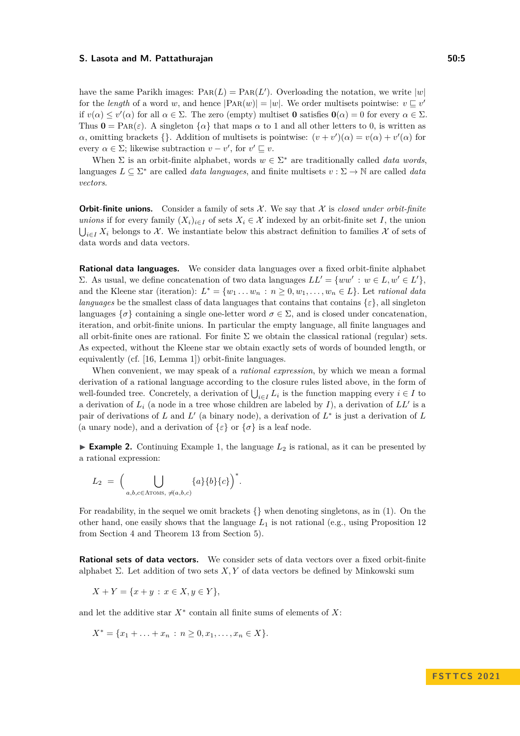have the same Parikh images: $\text{PAR}(L) = \text{PAR}(L')$. Overloading the notation, we write $|w|$ for the *length* of a word $w$, and hence $|\text{PAR}(w)| = |w|$. We order multisets pointwise: $v \sqsubseteq v'$ if $v(\alpha) \leq v'(\alpha)$ for all $\alpha \in \Sigma$. The zero (empty) multiset $\mathbf{0}$ satisfies $\mathbf{0}(\alpha) = 0$ for every $\alpha \in \Sigma$. Thus $\mathbf{0} = \text{PAR}(\varepsilon)$. A singleton $\{\alpha\}$ that maps $\alpha$ to 1 and all other letters to 0, is written as $\alpha$, omitting brackets $\{\}$. Addition of multisets is pointwise: $(v + v')(\alpha) = v(\alpha) + v'(\alpha)$ for every $\alpha \in \Sigma$; likewise subtraction $v - v'$, for $v' \sqsubseteq v$.

When $\Sigma$ is an orbit-finite alphabet, words $w \in \Sigma^*$ are traditionally called *data words*, languages $L \subseteq \Sigma^*$ are called *data languages*, and finite multisets $v : \Sigma \to \mathbb{N}$ are called *data vectors*.

**Orbit-finite unions.** Consider a family of sets $\mathcal{X}$. We say that $\mathcal{X}$ is *closed under orbit-finite unions* if for every family $(X_i)_{i \in I}$ of sets $X_i \in \mathcal{X}$ indexed by an orbit-finite set $I$, the union $\bigcup_{i \in I} X_i$ belongs to $\mathcal{X}$. We instantiate below this abstract definition to families $\mathcal{X}$ of sets of data words and data vectors.

**Rational data languages.** We consider data languages over a fixed orbit-finite alphabet $\Sigma$. As usual, we define concatenation of two data languages $LL' = \{ww' : w \in L, w' \in L'\}$, and the Kleene star (iteration): $L^* = \{w_1 \ldots w_n : n \geq 0, w_1, \ldots, w_n \in L\}$. Let *rational data languages* be the smallest class of data languages that contains that contains $\{\varepsilon\}$, all singleton languages $\{\sigma\}$ containing a single one-letter word $\sigma \in \Sigma$, and is closed under concatenation, iteration, and orbit-finite unions. In particular the empty language, all finite languages and all orbit-finite ones are rational. For finite $\Sigma$ we obtain the classical rational (regular) sets. As expected, without the Kleene star we obtain exactly sets of words of bounded length, or equivalently (cf. [16, Lemma 1]) orbit-finite languages.

When convenient, we may speak of a *rational expression*, by which we mean a formal derivation of a rational language according to the closure rules listed above, in the form of well-founded tree. Concretely, a derivation of $\bigcup_{i \in I} L_i$ is the function mapping every $i \in I$ to a derivation of $L_i$ (a node in a tree whose children are labeled by $I$), a derivation of $LL'$ is a pair of derivations of $L$ and $L'$ (a binary node), a derivation of $L^*$ is just a derivation of $L$ (a unary node), and a derivation of $\{\varepsilon\}$ or $\{\sigma\}$ is a leaf node.

▶ **Example 2.** Continuing Example 1, the language $L_2$ is rational, as it can be presented by a rational expression:

$$L_2 = \Big( \bigcup_{a,b,c \in \text{ATOMS},\ \neq(a,b,c)} \{a\}\{b\}\{c\} \Big)^*.$$

For readability, in the sequel we omit brackets $\{\}$ when denoting singletons, as in (1). On the other hand, one easily shows that the language $L_1$ is not rational (e.g., using Proposition 12 from Section 4 and Theorem 13 from Section 5).

**Rational sets of data vectors.** We consider sets of data vectors over a fixed orbit-finite alphabet $\Sigma$. Let addition of two sets $X, Y$ of data vectors be defined by Minkowski sum

$$X + Y = \{x + y : x \in X, y \in Y\},$$

and let the additive star $X^*$ contain all finite sums of elements of $X$:

$$X^* = \{x_1 + \ldots + x_n : n \geq 0, x_1, \ldots, x_n \in X\}.$$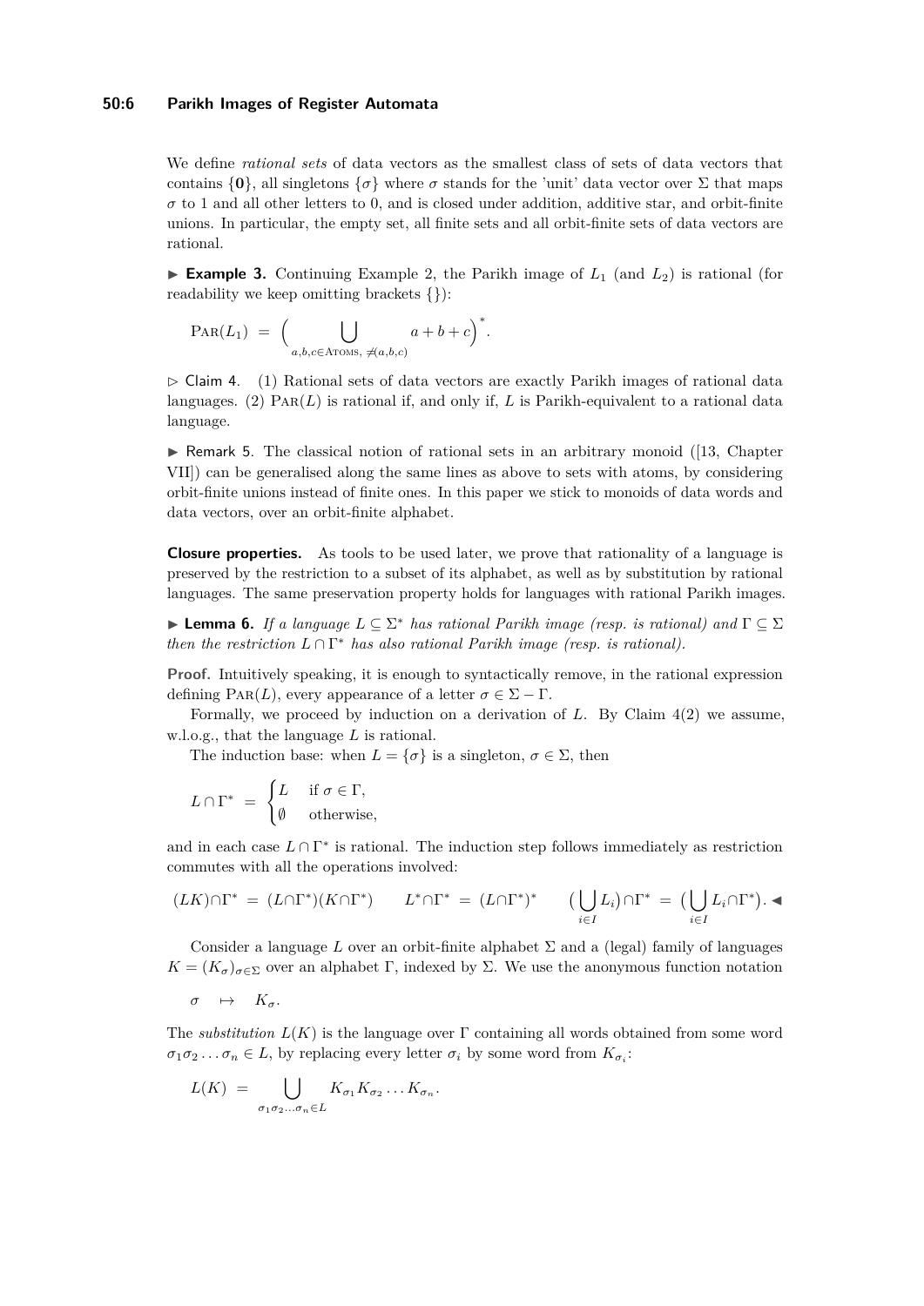We define *rational sets* of data vectors as the smallest class of sets of data vectors that contains $\{\mathbf{0}\}$, all singletons $\{\sigma\}$ where $\sigma$ stands for the 'unit' data vector over $\Sigma$ that maps $\sigma$ to 1 and all other letters to 0, and is closed under addition, additive star, and orbit-finite unions. In particular, the empty set, all finite sets and all orbit-finite sets of data vectors are rational.

▶ **Example 3.** Continuing Example 2, the Parikh image of $L_1$ (and $L_2$) is rational (for readability we keep omitting brackets $\{\}$):

$$\text{PAR}(L_1) \ = \ \Big( \bigcup_{a,b,c \in \text{ATOMS}, \ \neq(a,b,c)} a + b + c \Big)^*.$$

▷ Claim 4. (1) Rational sets of data vectors are exactly Parikh images of rational data languages. (2) $\text{PAR}(L)$ is rational if, and only if, $L$ is Parikh-equivalent to a rational data language.

▶ Remark 5. The classical notion of rational sets in an arbitrary monoid ([13, Chapter VII]) can be generalised along the same lines as above to sets with atoms, by considering orbit-finite unions instead of finite ones. In this paper we stick to monoids of data words and data vectors, over an orbit-finite alphabet.

**Closure properties.** As tools to be used later, we prove that rationality of a language is preserved by the restriction to a subset of its alphabet, as well as by substitution by rational languages. The same preservation property holds for languages with rational Parikh images.

▶ **Lemma 6.** *If a language $L \subseteq \Sigma^*$ has rational Parikh image (resp. is rational) and $\Gamma \subseteq \Sigma$ then the restriction $L \cap \Gamma^*$ has also rational Parikh image (resp. is rational).*

**Proof.** Intuitively speaking, it is enough to syntactically remove, in the rational expression defining $\text{PAR}(L)$, every appearance of a letter $\sigma \in \Sigma - \Gamma$.

Formally, we proceed by induction on a derivation of $L$. By Claim 4(2) we assume, w.l.o.g., that the language $L$ is rational.

The induction base: when $L = \{\sigma\}$ is a singleton, $\sigma \in \Sigma$, then

$$L \cap \Gamma^* \ = \ \begin{cases} L & \text{if } \sigma \in \Gamma, \\ \emptyset & \text{otherwise,} \end{cases}$$

and in each case $L \cap \Gamma^*$ is rational. The induction step follows immediately as restriction commutes with all the operations involved:

$$(LK) \cap \Gamma^* \ = \ (L \cap \Gamma^*)(K \cap \Gamma^*) \qquad L^* \cap \Gamma^* \ = \ (L \cap \Gamma^*)^* \qquad \big(\bigcup_{i \in I} L_i\big) \cap \Gamma^* \ = \ \big(\bigcup_{i \in I} L_i \cap \Gamma^*\big). \blacktriangleleft$$

Consider a language $L$ over an orbit-finite alphabet $\Sigma$ and a (legal) family of languages $K = (K_\sigma)_{\sigma \in \Sigma}$ over an alphabet $\Gamma$, indexed by $\Sigma$. We use the anonymous function notation

$$\sigma \quad \mapsto \quad K_\sigma.$$

The *substitution* $L(K)$ is the language over $\Gamma$ containing all words obtained from some word $\sigma_1 \sigma_2 \ldots \sigma_n \in L$, by replacing every letter $\sigma_i$ by some word from $K_{\sigma_i}$:

$$L(K) \ = \ \bigcup_{\sigma_1 \sigma_2 \ldots \sigma_n \in L} K_{\sigma_1} K_{\sigma_2} \ldots K_{\sigma_n}.$$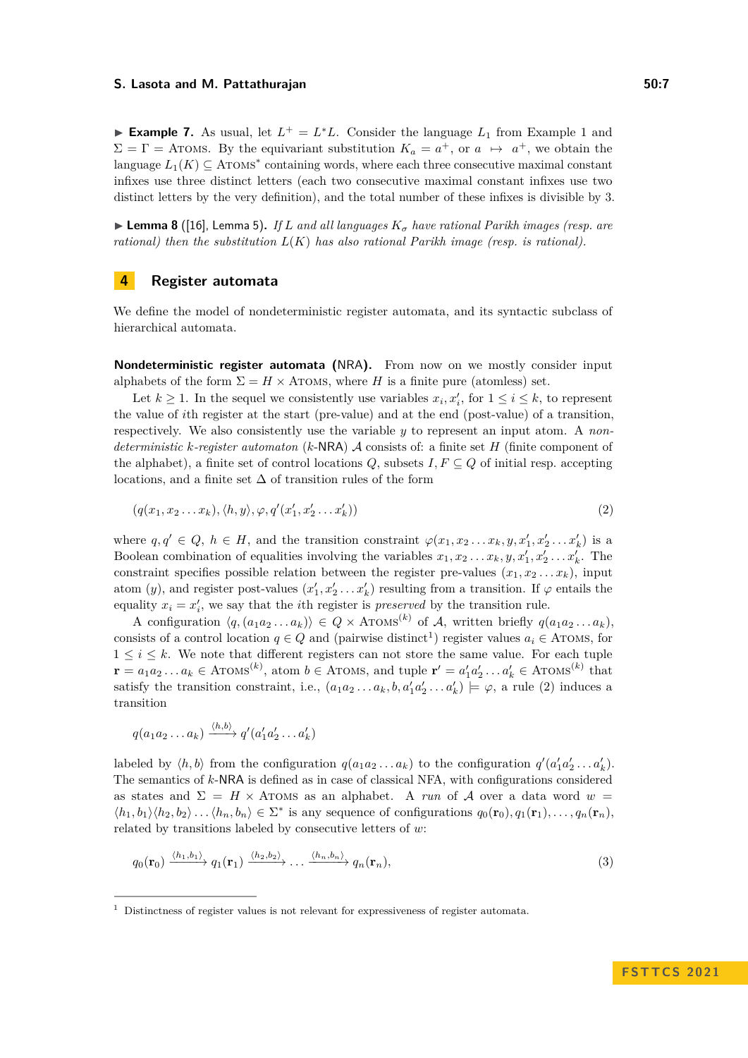▶ **Example 7.** As usual, let $L^+ = L^*L$. Consider the language $L_1$ from Example 1 and $\Sigma = \Gamma = \text{Atoms}$. By the equivariant substitution $K_a = a^+$, or $a \mapsto a^+$, we obtain the language $L_1(K) \subseteq \text{Atoms}^*$ containing words, where each three consecutive maximal constant infixes use three distinct letters (each two consecutive maximal constant infixes use two distinct letters by the very definition), and the total number of these infixes is divisible by 3.

▶ **Lemma 8** ([16], Lemma 5)**.** *If $L$ and all languages $K_\sigma$ have rational Parikh images (resp. are rational) then the substitution $L(K)$ has also rational Parikh image (resp. is rational).*

## 4 Register automata

We define the model of nondeterministic register automata, and its syntactic subclass of hierarchical automata.

**Nondeterministic register automata (NRA).** From now on we mostly consider input alphabets of the form $\Sigma = H \times \text{Atoms}$, where $H$ is a finite pure (atomless) set.

Let $k \geq 1$. In the sequel we consistently use variables $x_i, x'_i$, for $1 \leq i \leq k$, to represent the value of $i$th register at the start (pre-value) and at the end (post-value) of a transition, respectively. We also consistently use the variable $y$ to represent an input atom. A *non-deterministic $k$-register automaton* ($k$-NRA) $\mathcal{A}$ consists of: a finite set $H$ (finite component of the alphabet), a finite set of control locations $Q$, subsets $I, F \subseteq Q$ of initial resp. accepting locations, and a finite set $\Delta$ of transition rules of the form

$$(q(x_1, x_2 \ldots x_k), \langle h, y\rangle, \varphi, q'(x'_1, x'_2 \ldots x'_k)) \tag{2}$$

where $q, q' \in Q$, $h \in H$, and the transition constraint $\varphi(x_1, x_2 \ldots x_k, y, x'_1, x'_2 \ldots x'_k)$ is a Boolean combination of equalities involving the variables $x_1, x_2 \ldots x_k, y, x'_1, x'_2 \ldots x'_k$. The constraint specifies possible relation between the register pre-values $(x_1, x_2 \ldots x_k)$, input atom $(y)$, and register post-values $(x'_1, x'_2 \ldots x'_k)$ resulting from a transition. If $\varphi$ entails the equality $x_i = x'_i$, we say that the $i$th register is *preserved* by the transition rule.

A configuration $\langle q, (a_1 a_2 \ldots a_k)\rangle \in Q \times \text{Atoms}^{(k)}$ of $\mathcal{A}$, written briefly $q(a_1 a_2 \ldots a_k)$, consists of a control location $q \in Q$ and (pairwise distinct[1]) register values $a_i \in \text{Atoms}$, for $1 \leq i \leq k$. We note that different registers can not store the same value. For each tuple $\mathbf{r} = a_1 a_2 \ldots a_k \in \text{Atoms}^{(k)}$, atom $b \in \text{Atoms}$, and tuple $\mathbf{r}' = a'_1 a'_2 \ldots a'_k \in \text{Atoms}^{(k)}$ that satisfy the transition constraint, i.e., $(a_1 a_2 \ldots a_k, b, a'_1 a'_2 \ldots a'_k) \models \varphi$, a rule (2) induces a transition

$$q(a_1 a_2 \ldots a_k) \xrightarrow{\langle h, b\rangle} q'(a'_1 a'_2 \ldots a'_k)$$

labeled by $\langle h, b\rangle$ from the configuration $q(a_1 a_2 \ldots a_k)$ to the configuration $q'(a'_1 a'_2 \ldots a'_k)$. The semantics of $k$-NRA is defined as in case of classical NFA, with configurations considered as states and $\Sigma = H \times \text{Atoms}$ as an alphabet. A *run* of $\mathcal{A}$ over a data word $w = \langle h_1, b_1\rangle\langle h_2, b_2\rangle \ldots \langle h_n, b_n\rangle \in \Sigma^*$ is any sequence of configurations $q_0(\mathbf{r}_0), q_1(\mathbf{r}_1), \ldots, q_n(\mathbf{r}_n)$, related by transitions labeled by consecutive letters of $w$:

$$q_0(\mathbf{r}_0) \xrightarrow{\langle h_1, b_1\rangle} q_1(\mathbf{r}_1) \xrightarrow{\langle h_2, b_2\rangle} \ldots \xrightarrow{\langle h_n, b_n\rangle} q_n(\mathbf{r}_n), \tag{3}$$

---

[1] Distinctness of register values is not relevant for expressiveness of register automata.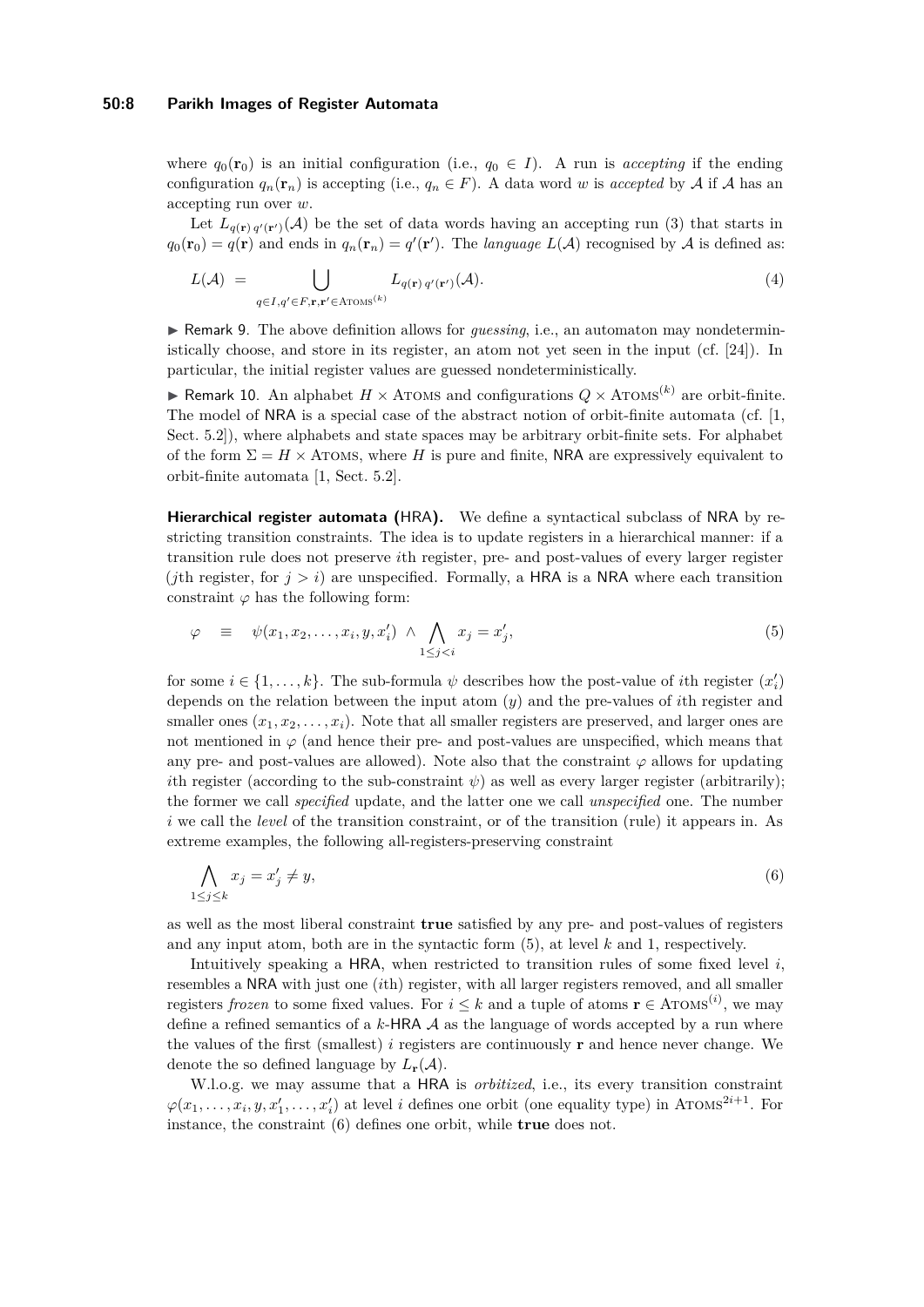where $q_0(\mathbf{r}_0)$ is an initial configuration (i.e., $q_0 \in I$). A run is *accepting* if the ending configuration $q_n(\mathbf{r}_n)$ is accepting (i.e., $q_n \in F$). A data word $w$ is *accepted* by $\mathcal{A}$ if $\mathcal{A}$ has an accepting run over $w$.

Let $L_{q(\mathbf{r})\, q'(\mathbf{r}')}(\mathcal{A})$ be the set of data words having an accepting run (3) that starts in $q_0(\mathbf{r}_0) = q(\mathbf{r})$ and ends in $q_n(\mathbf{r}_n) = q'(\mathbf{r}')$. The *language* $L(\mathcal{A})$ recognised by $\mathcal{A}$ is defined as:

$$L(\mathcal{A}) \;=\; \bigcup_{q \in I, q' \in F, \mathbf{r}, \mathbf{r}' \in \text{ATOMS}^{(k)}} L_{q(\mathbf{r})\, q'(\mathbf{r}')}(\mathcal{A}). \tag{4}$$

▶ Remark 9. The above definition allows for *guessing*, i.e., an automaton may nondeterministically choose, and store in its register, an atom not yet seen in the input (cf. [24]). In particular, the initial register values are guessed nondeterministically.

▶ Remark 10. An alphabet $H \times \text{ATOMS}$ and configurations $Q \times \text{ATOMS}^{(k)}$ are orbit-finite. The model of NRA is a special case of the abstract notion of orbit-finite automata (cf. [1, Sect. 5.2]), where alphabets and state spaces may be arbitrary orbit-finite sets. For alphabet of the form $\Sigma = H \times \text{ATOMS}$, where $H$ is pure and finite, NRA are expressively equivalent to orbit-finite automata [1, Sect. 5.2].

**Hierarchical register automata (HRA).** We define a syntactical subclass of NRA by restricting transition constraints. The idea is to update registers in a hierarchical manner: if a transition rule does not preserve $i$th register, pre- and post-values of every larger register ($j$th register, for $j > i$) are unspecified. Formally, a HRA is a NRA where each transition constraint $\varphi$ has the following form:

$$\varphi \quad \equiv \quad \psi(x_1, x_2, \ldots, x_i, y, x_i') \;\wedge \bigwedge_{1 \leq j < i} x_j = x_j', \tag{5}$$

for some $i \in \{1, \ldots, k\}$. The sub-formula $\psi$ describes how the post-value of $i$th register ($x_i'$) depends on the relation between the input atom ($y$) and the pre-values of $i$th register and smaller ones ($x_1, x_2, \ldots, x_i$). Note that all smaller registers are preserved, and larger ones are not mentioned in $\varphi$ (and hence their pre- and post-values are unspecified, which means that any pre- and post-values are allowed). Note also that the constraint $\varphi$ allows for updating $i$th register (according to the sub-constraint $\psi$) as well as every larger register (arbitrarily); the former we call *specified* update, and the latter one we call *unspecified* one. The number $i$ we call the *level* of the transition constraint, or of the transition (rule) it appears in. As extreme examples, the following all-registers-preserving constraint

$$\bigwedge_{1 \leq j \leq k} x_j = x_j' \neq y, \tag{6}$$

as well as the most liberal constraint **true** satisfied by any pre- and post-values of registers and any input atom, both are in the syntactic form (5), at level $k$ and 1, respectively.

Intuitively speaking a HRA, when restricted to transition rules of some fixed level $i$, resembles a NRA with just one ($i$th) register, with all larger registers removed, and all smaller registers *frozen* to some fixed values. For $i \leq k$ and a tuple of atoms $\mathbf{r} \in \text{ATOMS}^{(i)}$, we may define a refined semantics of a $k$-HRA $\mathcal{A}$ as the language of words accepted by a run where the values of the first (smallest) $i$ registers are continuously $\mathbf{r}$ and hence never change. We denote the so defined language by $L_{\mathbf{r}}(\mathcal{A})$.

W.l.o.g. we may assume that a HRA is *orbitized*, i.e., its every transition constraint $\varphi(x_1, \ldots, x_i, y, x_1', \ldots, x_i')$ at level $i$ defines one orbit (one equality type) in $\text{ATOMS}^{2i+1}$. For instance, the constraint (6) defines one orbit, while **true** does not.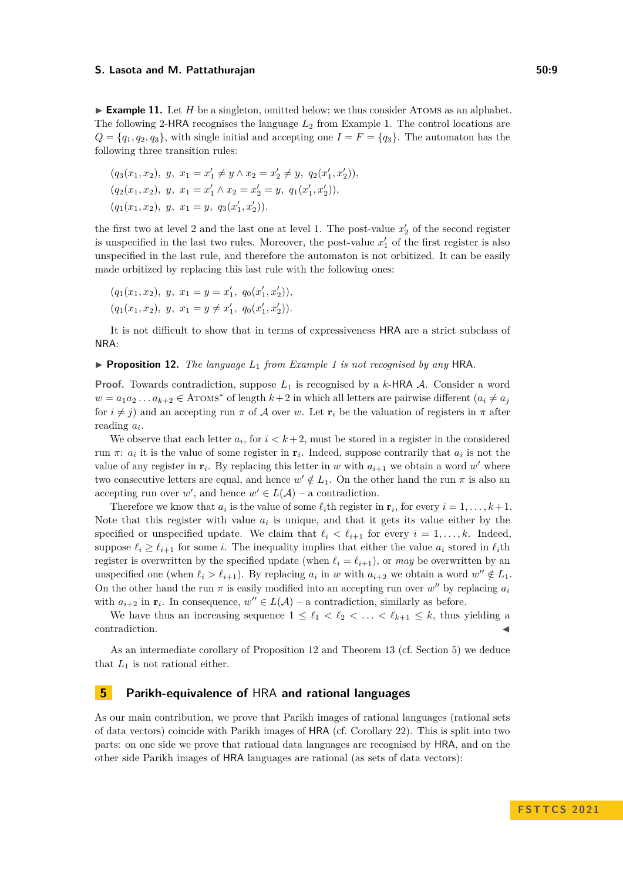▶ **Example 11.** Let $H$ be a singleton, omitted below; we thus consider ATOMS as an alphabet. The following 2-HRA recognises the language $L_2$ from Example 1. The control locations are $Q = \{q_1, q_2, q_3\}$, with single initial and accepting one $I = F = \{q_3\}$. The automaton has the following three transition rules:

$$(q_3(x_1, x_2),\ y,\ x_1 = x_1' \neq y \wedge x_2 = x_2' \neq y,\ q_2(x_1', x_2')),$$
$$(q_2(x_1, x_2),\ y,\ x_1 = x_1' \wedge x_2 = x_2' = y,\ q_1(x_1', x_2')),$$
$$(q_1(x_1, x_2),\ y,\ x_1 = y,\ q_3(x_1', x_2')).$$

the first two at level 2 and the last one at level 1. The post-value $x_2'$ of the second register is unspecified in the last two rules. Moreover, the post-value $x_1'$ of the first register is also unspecified in the last rule, and therefore the automaton is not orbitized. It can be easily made orbitized by replacing this last rule with the following ones:

$$(q_1(x_1, x_2),\ y,\ x_1 = y = x_1',\ q_0(x_1', x_2')),$$
$$(q_1(x_1, x_2),\ y,\ x_1 = y \neq x_1',\ q_0(x_1', x_2')).$$

It is not difficult to show that in terms of expressiveness HRA are a strict subclass of NRA:

▶ **Proposition 12.** *The language $L_1$ from Example 1 is not recognised by any* HRA.

**Proof.** Towards contradiction, suppose $L_1$ is recognised by a $k$-HRA $\mathcal{A}$. Consider a word $w = a_1 a_2 \ldots a_{k+2} \in \text{ATOMS}^*$ of length $k+2$ in which all letters are pairwise different ($a_i \neq a_j$ for $i \neq j$) and an accepting run $\pi$ of $\mathcal{A}$ over $w$. Let $\mathbf{r}_i$ be the valuation of registers in $\pi$ after reading $a_i$.

We observe that each letter $a_i$, for $i < k+2$, must be stored in a register in the considered run $\pi$: $a_i$ it is the value of some register in $\mathbf{r}_i$. Indeed, suppose contrarily that $a_i$ is not the value of any register in $\mathbf{r}_i$. By replacing this letter in $w$ with $a_{i+1}$ we obtain a word $w'$ where two consecutive letters are equal, and hence $w' \notin L_1$. On the other hand the run $\pi$ is also an accepting run over $w'$, and hence $w' \in L(\mathcal{A})$ – a contradiction.

Therefore we know that $a_i$ is the value of some $\ell_i$th register in $\mathbf{r}_i$, for every $i = 1, \ldots, k+1$. Note that this register with value $a_i$ is unique, and that it gets its value either by the specified or unspecified update. We claim that $\ell_i < \ell_{i+1}$ for every $i = 1, \ldots, k$. Indeed, suppose $\ell_i \geq \ell_{i+1}$ for some $i$. The inequality implies that either the value $a_i$ stored in $\ell_i$th register is overwritten by the specified update (when $\ell_i = \ell_{i+1}$), or *may* be overwritten by an unspecified one (when $\ell_i > \ell_{i+1}$). By replacing $a_i$ in $w$ with $a_{i+2}$ we obtain a word $w'' \notin L_1$. On the other hand the run $\pi$ is easily modified into an accepting run over $w''$ by replacing $a_i$ with $a_{i+2}$ in $\mathbf{r}_i$. In consequence, $w'' \in L(\mathcal{A})$ – a contradiction, similarly as before.

We have thus an increasing sequence $1 \leq \ell_1 < \ell_2 < \ldots < \ell_{k+1} \leq k$, thus yielding a contradiction. ◀

As an intermediate corollary of Proposition 12 and Theorem 13 (cf. Section 5) we deduce that $L_1$ is not rational either.

## 5 Parikh-equivalence of HRA and rational languages

As our main contribution, we prove that Parikh images of rational languages (rational sets of data vectors) coincide with Parikh images of HRA (cf. Corollary 22). This is split into two parts: on one side we prove that rational data languages are recognised by HRA, and on the other side Parikh images of HRA languages are rational (as sets of data vectors):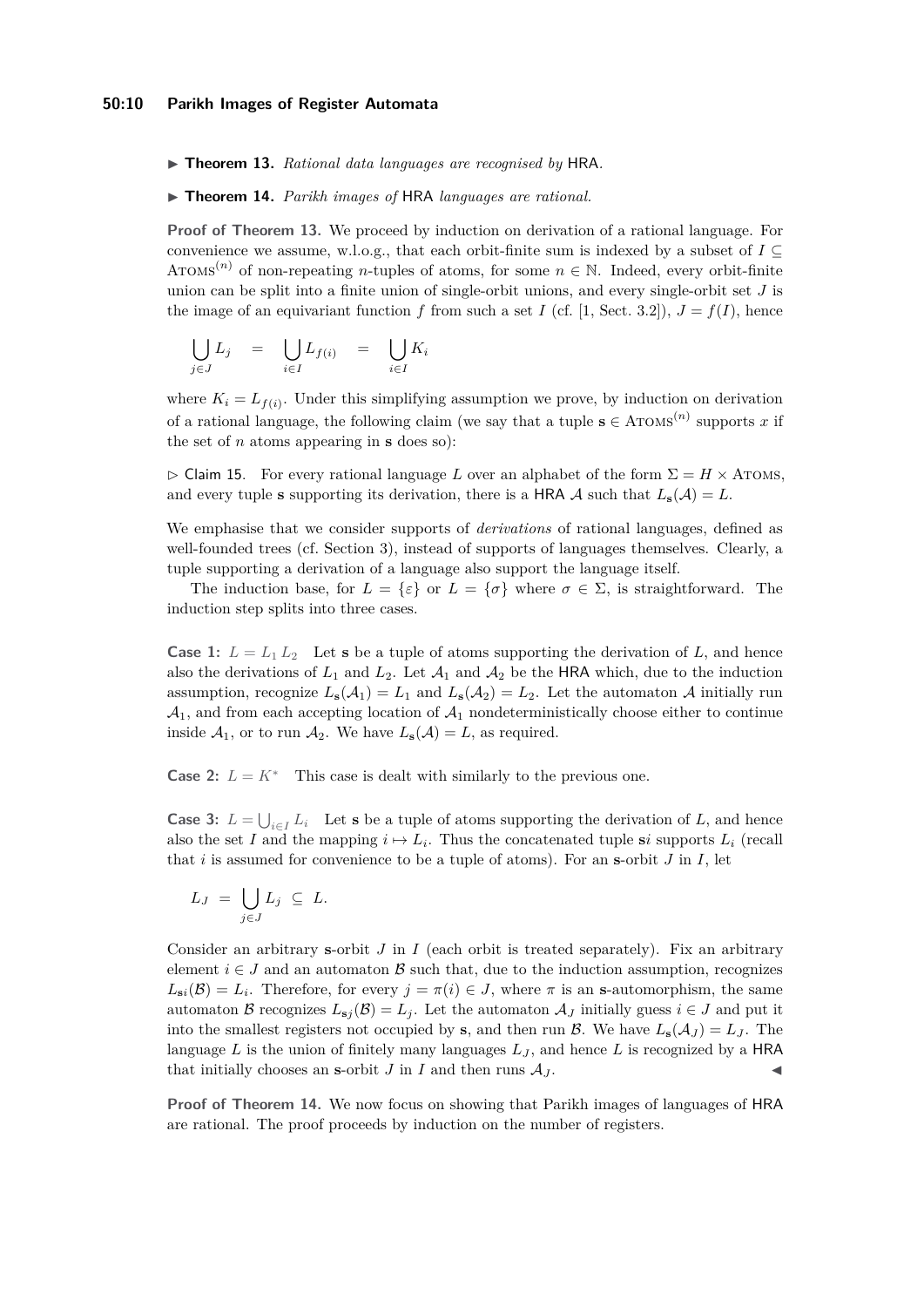▶ **Theorem 13.** *Rational data languages are recognised by* HRA*.*

▶ **Theorem 14.** *Parikh images of* HRA *languages are rational.*

**Proof of Theorem 13.** We proceed by induction on derivation of a rational language. For convenience we assume, w.l.o.g., that each orbit-finite sum is indexed by a subset of $I \subseteq \text{Atoms}^{(n)}$ of non-repeating $n$-tuples of atoms, for some $n \in \mathbb{N}$. Indeed, every orbit-finite union can be split into a finite union of single-orbit unions, and every single-orbit set $J$ is the image of an equivariant function $f$ from such a set $I$ (cf. [1, Sect. 3.2]), $J = f(I)$, hence

$$\bigcup_{j \in J} L_j \quad = \quad \bigcup_{i \in I} L_{f(i)} \quad = \quad \bigcup_{i \in I} K_i$$

where $K_i = L_{f(i)}$. Under this simplifying assumption we prove, by induction on derivation of a rational language, the following claim (we say that a tuple $\mathbf{s} \in \text{Atoms}^{(n)}$ supports $x$ if the set of $n$ atoms appearing in $\mathbf{s}$ does so):

▷ Claim 15. For every rational language $L$ over an alphabet of the form $\Sigma = H \times \text{Atoms}$, and every tuple $\mathbf{s}$ supporting its derivation, there is a HRA $\mathcal{A}$ such that $L_{\mathbf{s}}(\mathcal{A}) = L$.

We emphasise that we consider supports of *derivations* of rational languages, defined as well-founded trees (cf. Section 3), instead of supports of languages themselves. Clearly, a tuple supporting a derivation of a language also support the language itself.

The induction base, for $L = \{\varepsilon\}$ or $L = \{\sigma\}$ where $\sigma \in \Sigma$, is straightforward. The induction step splits into three cases.

**Case 1:** $L = L_1\, L_2$ Let $\mathbf{s}$ be a tuple of atoms supporting the derivation of $L$, and hence also the derivations of $L_1$ and $L_2$. Let $\mathcal{A}_1$ and $\mathcal{A}_2$ be the HRA which, due to the induction assumption, recognize $L_{\mathbf{s}}(\mathcal{A}_1) = L_1$ and $L_{\mathbf{s}}(\mathcal{A}_2) = L_2$. Let the automaton $\mathcal{A}$ initially run $\mathcal{A}_1$, and from each accepting location of $\mathcal{A}_1$ nondeterministically choose either to continue inside $\mathcal{A}_1$, or to run $\mathcal{A}_2$. We have $L_{\mathbf{s}}(\mathcal{A}) = L$, as required.

**Case 2:** $L = K^*$ This case is dealt with similarly to the previous one.

**Case 3:** $L = \bigcup_{i \in I} L_i$ Let $\mathbf{s}$ be a tuple of atoms supporting the derivation of $L$, and hence also the set $I$ and the mapping $i \mapsto L_i$. Thus the concatenated tuple $\mathbf{s}i$ supports $L_i$ (recall that $i$ is assumed for convenience to be a tuple of atoms). For an $\mathbf{s}$-orbit $J$ in $I$, let

$$L_J \;=\; \bigcup_{j \in J} L_j \;\subseteq\; L.$$

Consider an arbitrary $\mathbf{s}$-orbit $J$ in $I$ (each orbit is treated separately). Fix an arbitrary element $i \in J$ and an automaton $\mathcal{B}$ such that, due to the induction assumption, recognizes $L_{\mathbf{s}i}(\mathcal{B}) = L_i$. Therefore, for every $j = \pi(i) \in J$, where $\pi$ is an $\mathbf{s}$-automorphism, the same automaton $\mathcal{B}$ recognizes $L_{\mathbf{s}j}(\mathcal{B}) = L_j$. Let the automaton $\mathcal{A}_J$ initially guess $i \in J$ and put it into the smallest registers not occupied by $\mathbf{s}$, and then run $\mathcal{B}$. We have $L_{\mathbf{s}}(\mathcal{A}_J) = L_J$. The language $L$ is the union of finitely many languages $L_J$, and hence $L$ is recognized by a HRA that initially chooses an $\mathbf{s}$-orbit $J$ in $I$ and then runs $\mathcal{A}_J$. ◀

**Proof of Theorem 14.** We now focus on showing that Parikh images of languages of HRA are rational. The proof proceeds by induction on the number of registers.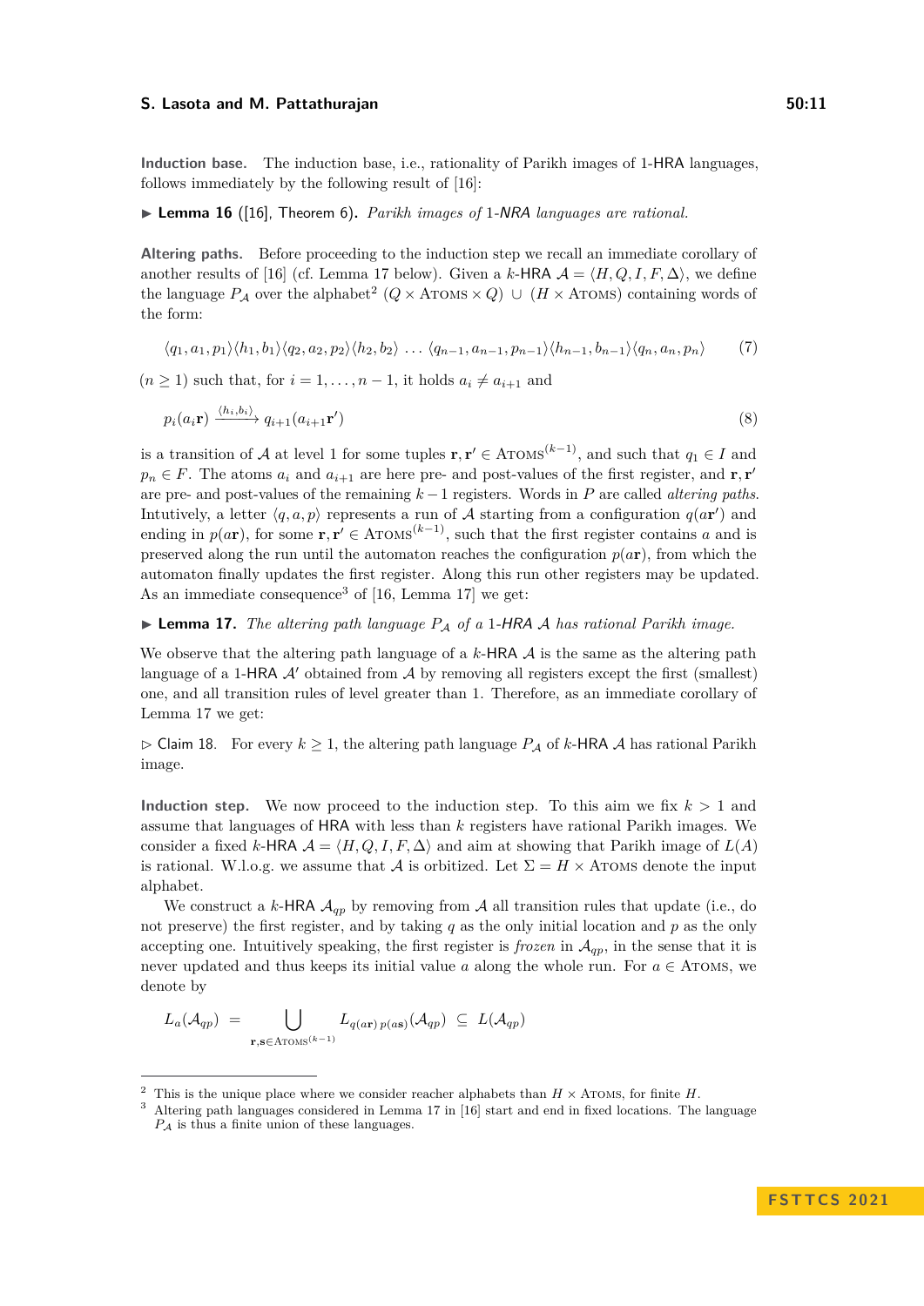**Induction base.** The induction base, i.e., rationality of Parikh images of 1-HRA languages, follows immediately by the following result of [16]:

▶ **Lemma 16** ([16], Theorem 6). *Parikh images of* 1*-NRA languages are rational.*

**Altering paths.** Before proceeding to the induction step we recall an immediate corollary of another results of [16] (cf. Lemma 17 below). Given a $k$-HRA $\mathcal{A} = \langle H, Q, I, F, \Delta \rangle$, we define the language $P_\mathcal{A}$ over the alphabet[2] $(Q \times \text{Atoms} \times Q) \cup (H \times \text{Atoms})$ containing words of the form:

$$\langle q_1, a_1, p_1 \rangle \langle h_1, b_1 \rangle \langle q_2, a_2, p_2 \rangle \langle h_2, b_2 \rangle \ \ldots \ \langle q_{n-1}, a_{n-1}, p_{n-1} \rangle \langle h_{n-1}, b_{n-1} \rangle \langle q_n, a_n, p_n \rangle \tag{7}$$

($n \geq 1$) such that, for $i = 1, \ldots, n-1$, it holds $a_i \neq a_{i+1}$ and

$$p_i(a_i \mathbf{r}) \xrightarrow{\langle h_i, b_i \rangle} q_{i+1}(a_{i+1} \mathbf{r}') \tag{8}$$

is a transition of $\mathcal{A}$ at level 1 for some tuples $\mathbf{r}, \mathbf{r}' \in \text{Atoms}^{(k-1)}$, and such that $q_1 \in I$ and $p_n \in F$. The atoms $a_i$ and $a_{i+1}$ are here pre- and post-values of the first register, and $\mathbf{r}, \mathbf{r}'$ are pre- and post-values of the remaining $k-1$ registers. Words in $P$ are called *altering paths*. Intuitively, a letter $\langle q, a, p \rangle$ represents a run of $\mathcal{A}$ starting from a configuration $q(a\mathbf{r}')$ and ending in $p(a\mathbf{r})$, for some $\mathbf{r}, \mathbf{r}' \in \text{Atoms}^{(k-1)}$, such that the first register contains $a$ and is preserved along the run until the automaton reaches the configuration $p(a\mathbf{r})$, from which the automaton finally updates the first register. Along this run other registers may be updated. As an immediate consequence[3] of [16, Lemma 17] we get:

▶ **Lemma 17.** *The altering path language $P_\mathcal{A}$ of a* 1*-HRA $\mathcal{A}$ has rational Parikh image.*

We observe that the altering path language of a $k$-HRA $\mathcal{A}$ is the same as the altering path language of a 1-HRA $\mathcal{A}'$ obtained from $\mathcal{A}$ by removing all registers except the first (smallest) one, and all transition rules of level greater than 1. Therefore, as an immediate corollary of Lemma 17 we get:

▷ Claim 18. For every $k \geq 1$, the altering path language $P_\mathcal{A}$ of $k$-HRA $\mathcal{A}$ has rational Parikh image.

**Induction step.** We now proceed to the induction step. To this aim we fix $k > 1$ and assume that languages of HRA with less than $k$ registers have rational Parikh images. We consider a fixed $k$-HRA $\mathcal{A} = \langle H, Q, I, F, \Delta \rangle$ and aim at showing that Parikh image of $L(A)$ is rational. W.l.o.g. we assume that $\mathcal{A}$ is orbitized. Let $\Sigma = H \times \text{Atoms}$ denote the input alphabet.

We construct a $k$-HRA $\mathcal{A}_{qp}$ by removing from $\mathcal{A}$ all transition rules that update (i.e., do not preserve) the first register, and by taking $q$ as the only initial location and $p$ as the only accepting one. Intuitively speaking, the first register is *frozen* in $\mathcal{A}_{qp}$, in the sense that it is never updated and thus keeps its initial value $a$ along the whole run. For $a \in \text{Atoms}$, we denote by

$$L_a(\mathcal{A}_{qp}) \ = \bigcup_{\mathbf{r}, \mathbf{s} \in \text{Atoms}^{(k-1)}} L_{q(a\mathbf{r})\, p(a\mathbf{s})}(\mathcal{A}_{qp}) \ \subseteq \ L(\mathcal{A}_{qp})$$

---

[2] This is the unique place where we consider reacher alphabets than $H \times \text{Atoms}$, for finite $H$.

[3] Altering path languages considered in Lemma 17 in [16] start and end in fixed locations. The language $P_\mathcal{A}$ is thus a finite union of these languages.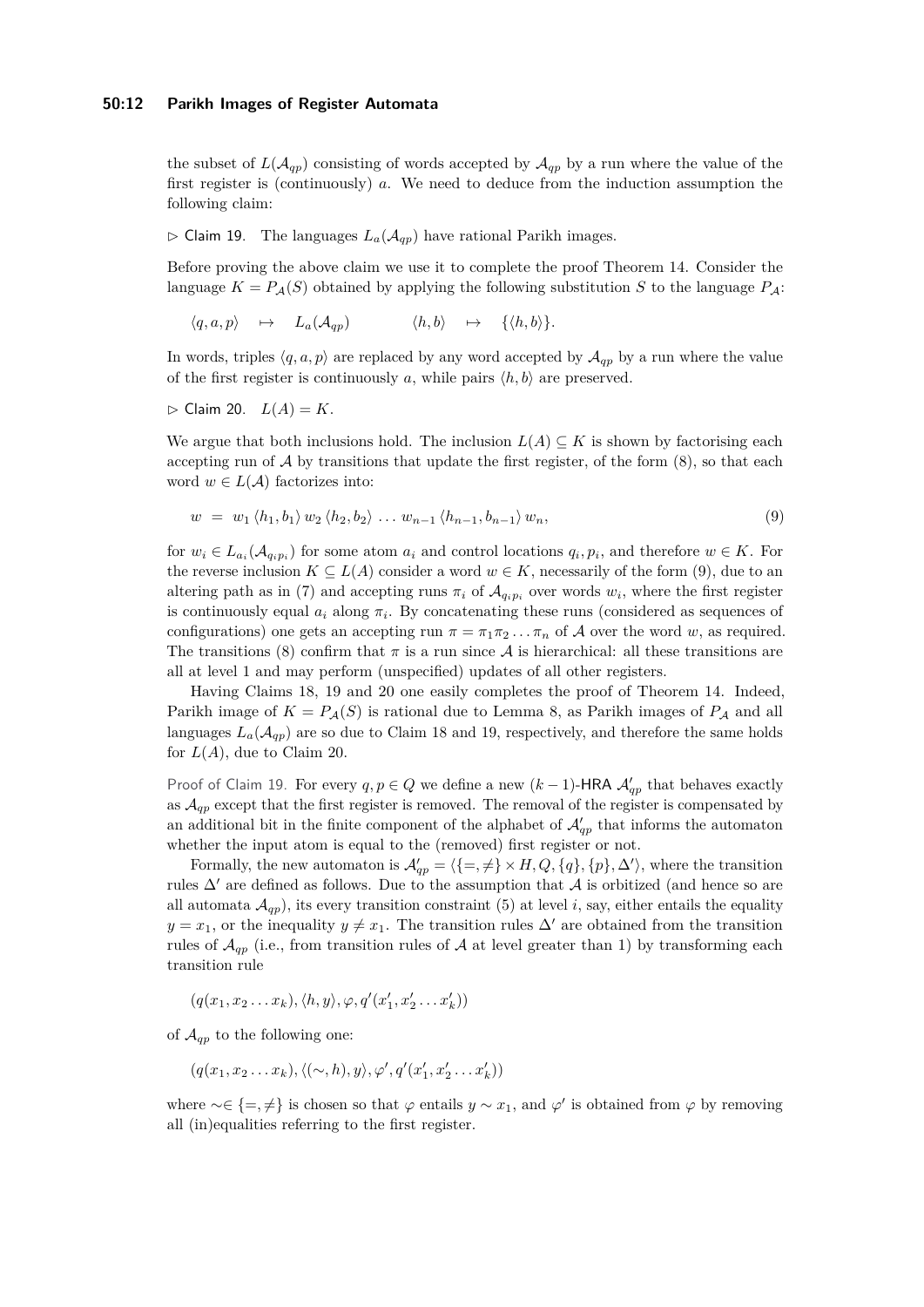the subset of $L(\mathcal{A}_{qp})$ consisting of words accepted by $\mathcal{A}_{qp}$ by a run where the value of the first register is (continuously) $a$. We need to deduce from the induction assumption the following claim:

▷ Claim 19. The languages $L_a(\mathcal{A}_{qp})$ have rational Parikh images.

Before proving the above claim we use it to complete the proof Theorem 14. Consider the language $K = P_{\mathcal{A}}(S)$ obtained by applying the following substitution $S$ to the language $P_{\mathcal{A}}$:

$$\langle q, a, p \rangle \quad \mapsto \quad L_a(\mathcal{A}_{qp}) \qquad\qquad \langle h, b \rangle \quad \mapsto \quad \{\langle h, b \rangle\}.$$

In words, triples $\langle q, a, p \rangle$ are replaced by any word accepted by $\mathcal{A}_{qp}$ by a run where the value of the first register is continuously $a$, while pairs $\langle h, b \rangle$ are preserved.

▷ Claim 20. $L(A) = K$.

We argue that both inclusions hold. The inclusion $L(A) \subseteq K$ is shown by factorising each accepting run of $\mathcal{A}$ by transitions that update the first register, of the form (8), so that each word $w \in L(\mathcal{A})$ factorizes into:

$$w \;=\; w_1 \,\langle h_1, b_1 \rangle\, w_2 \,\langle h_2, b_2 \rangle\, \ldots\, w_{n-1} \,\langle h_{n-1}, b_{n-1} \rangle\, w_n, \tag{9}$$

for $w_i \in L_{a_i}(\mathcal{A}_{q_i p_i})$ for some atom $a_i$ and control locations $q_i, p_i$, and therefore $w \in K$. For the reverse inclusion $K \subseteq L(A)$ consider a word $w \in K$, necessarily of the form (9), due to an altering path as in (7) and accepting runs $\pi_i$ of $\mathcal{A}_{q_i p_i}$ over words $w_i$, where the first register is continuously equal $a_i$ along $\pi_i$. By concatenating these runs (considered as sequences of configurations) one gets an accepting run $\pi = \pi_1 \pi_2 \ldots \pi_n$ of $\mathcal{A}$ over the word $w$, as required. The transitions (8) confirm that $\pi$ is a run since $\mathcal{A}$ is hierarchical: all these transitions are all at level 1 and may perform (unspecified) updates of all other registers.

Having Claims 18, 19 and 20 one easily completes the proof of Theorem 14. Indeed, Parikh image of $K = P_{\mathcal{A}}(S)$ is rational due to Lemma 8, as Parikh images of $P_{\mathcal{A}}$ and all languages $L_a(\mathcal{A}_{qp})$ are so due to Claim 18 and 19, respectively, and therefore the same holds for $L(A)$, due to Claim 20.

*Proof of Claim 19.* For every $q, p \in Q$ we define a new $(k-1)$-HRA $\mathcal{A}'_{qp}$ that behaves exactly as $\mathcal{A}_{qp}$ except that the first register is removed. The removal of the register is compensated by an additional bit in the finite component of the alphabet of $\mathcal{A}'_{qp}$ that informs the automaton whether the input atom is equal to the (removed) first register or not.

Formally, the new automaton is $\mathcal{A}'_{qp} = \langle \{=, \neq\} \times H, Q, \{q\}, \{p\}, \Delta' \rangle$, where the transition rules $\Delta'$ are defined as follows. Due to the assumption that $\mathcal{A}$ is orbitized (and hence so are all automata $\mathcal{A}_{qp}$), its every transition constraint (5) at level $i$, say, either entails the equality $y = x_1$, or the inequality $y \neq x_1$. The transition rules $\Delta'$ are obtained from the transition rules of $\mathcal{A}_{qp}$ (i.e., from transition rules of $\mathcal{A}$ at level greater than 1) by transforming each transition rule

$$(q(x_1, x_2 \ldots x_k), \langle h, y \rangle, \varphi, q'(x'_1, x'_2 \ldots x'_k))$$

of $\mathcal{A}_{qp}$ to the following one:

$$(q(x_1, x_2 \ldots x_k), \langle (\sim, h), y \rangle, \varphi', q'(x'_1, x'_2 \ldots x'_k))$$

where $\sim \in \{=, \neq\}$ is chosen so that $\varphi$ entails $y \sim x_1$, and $\varphi'$ is obtained from $\varphi$ by removing all (in)equalities referring to the first register.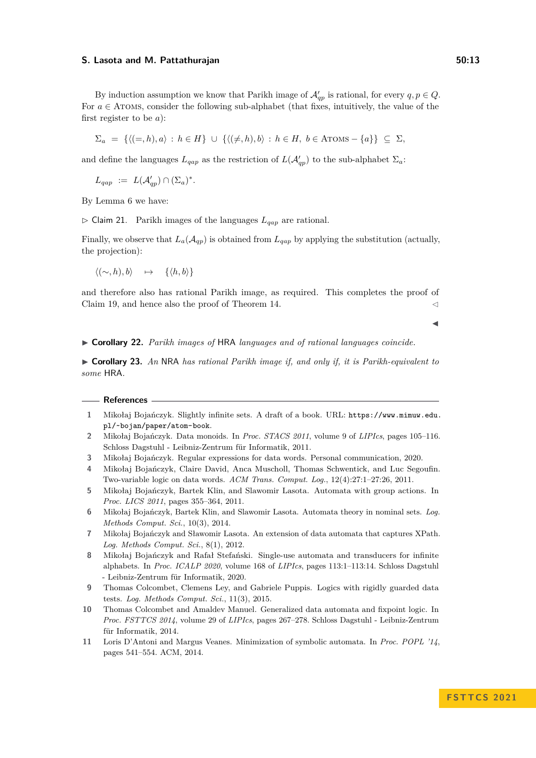By induction assumption we know that Parikh image of $\mathcal{A}'_{qp}$ is rational, for every $q, p \in Q$. For $a \in \text{Atoms}$, consider the following sub-alphabet (that fixes, intuitively, the value of the first register to be $a$):

$$\Sigma_a \ = \ \{\langle (=, h), a\rangle \ : \ h \in H\} \ \cup \ \{\langle (\neq, h), b\rangle \ : \ h \in H, \ b \in \text{Atoms} - \{a\}\} \ \subseteq \ \Sigma,$$

and define the languages $L_{qap}$ as the restriction of $L(\mathcal{A}'_{qp})$ to the sub-alphabet $\Sigma_a$:

$$L_{qap} \ := \ L(\mathcal{A}'_{qp}) \cap (\Sigma_a)^*.$$

By Lemma 6 we have:

▷ Claim 21. Parikh images of the languages $L_{qap}$ are rational.

Finally, we observe that $L_a(\mathcal{A}_{qp})$ is obtained from $L_{qap}$ by applying the substitution (actually, the projection):

$$\langle (\sim, h), b\rangle \quad \mapsto \quad \{\langle h, b\rangle\}$$

and therefore also has rational Parikh image, as required. This completes the proof of Claim 19, and hence also the proof of Theorem 14. ◁

◀

▶ **Corollary 22.** *Parikh images of* HRA *languages and of rational languages coincide.*

▶ **Corollary 23.** *An* NRA *has rational Parikh image if, and only if, it is Parikh-equivalent to some* HRA.

## References

1. Mikołaj Bojańczyk. Slightly infinite sets. A draft of a book. URL: `https://www.mimuw.edu.pl/~bojan/paper/atom-book`.
2. Mikołaj Bojańczyk. Data monoids. In *Proc. STACS 2011*, volume 9 of *LIPIcs*, pages 105–116. Schloss Dagstuhl - Leibniz-Zentrum für Informatik, 2011.
3. Mikołaj Bojańczyk. Regular expressions for data words. Personal communication, 2020.
4. Mikołaj Bojańczyk, Claire David, Anca Muscholl, Thomas Schwentick, and Luc Segoufin. Two-variable logic on data words. *ACM Trans. Comput. Log.*, 12(4):27:1–27:26, 2011.
5. Mikołaj Bojańczyk, Bartek Klin, and Slawomir Lasota. Automata with group actions. In *Proc. LICS 2011*, pages 355–364, 2011.
6. Mikołaj Bojańczyk, Bartek Klin, and Slawomir Lasota. Automata theory in nominal sets. *Log. Methods Comput. Sci.*, 10(3), 2014.
7. Mikołaj Bojańczyk and Sławomir Lasota. An extension of data automata that captures XPath. *Log. Methods Comput. Sci.*, 8(1), 2012.
8. Mikołaj Bojańczyk and Rafał Stefański. Single-use automata and transducers for infinite alphabets. In *Proc. ICALP 2020*, volume 168 of *LIPIcs*, pages 113:1–113:14. Schloss Dagstuhl - Leibniz-Zentrum für Informatik, 2020.
9. Thomas Colcombet, Clemens Ley, and Gabriele Puppis. Logics with rigidly guarded data tests. *Log. Methods Comput. Sci.*, 11(3), 2015.
10. Thomas Colcombet and Amaldev Manuel. Generalized data automata and fixpoint logic. In *Proc. FSTTCS 2014*, volume 29 of *LIPIcs*, pages 267–278. Schloss Dagstuhl - Leibniz-Zentrum für Informatik, 2014.
11. Loris D'Antoni and Margus Veanes. Minimization of symbolic automata. In *Proc. POPL '14*, pages 541–554. ACM, 2014.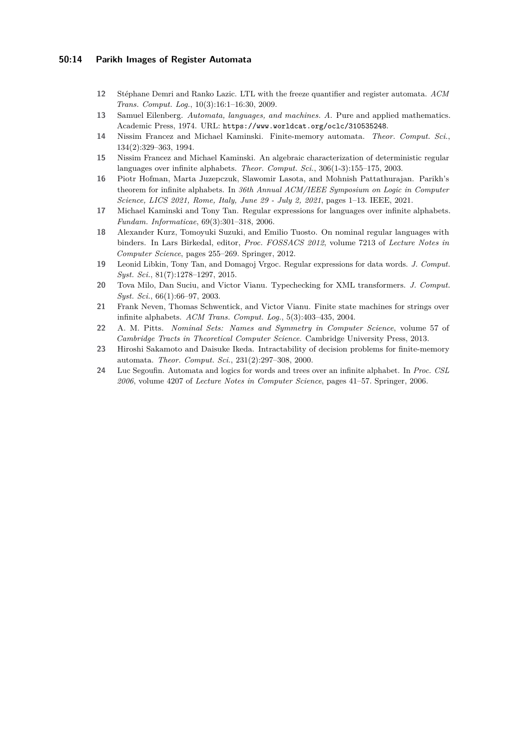12 Stéphane Demri and Ranko Lazic. LTL with the freeze quantifier and register automata. *ACM Trans. Comput. Log.*, 10(3):16:1–16:30, 2009.

13 Samuel Eilenberg. *Automata, languages, and machines. A*. Pure and applied mathematics. Academic Press, 1974. URL: https://www.worldcat.org/oclc/310535248.

14 Nissim Francez and Michael Kaminski. Finite-memory automata. *Theor. Comput. Sci.*, 134(2):329–363, 1994.

15 Nissim Francez and Michael Kaminski. An algebraic characterization of deterministic regular languages over infinite alphabets. *Theor. Comput. Sci.*, 306(1-3):155–175, 2003.

16 Piotr Hofman, Marta Juzepczuk, Slawomir Lasota, and Mohnish Pattathurajan. Parikh's theorem for infinite alphabets. In *36th Annual ACM/IEEE Symposium on Logic in Computer Science, LICS 2021, Rome, Italy, June 29 - July 2, 2021*, pages 1–13. IEEE, 2021.

17 Michael Kaminski and Tony Tan. Regular expressions for languages over infinite alphabets. *Fundam. Informaticae*, 69(3):301–318, 2006.

18 Alexander Kurz, Tomoyuki Suzuki, and Emilio Tuosto. On nominal regular languages with binders. In Lars Birkedal, editor, *Proc. FOSSACS 2012*, volume 7213 of *Lecture Notes in Computer Science*, pages 255–269. Springer, 2012.

19 Leonid Libkin, Tony Tan, and Domagoj Vrgoc. Regular expressions for data words. *J. Comput. Syst. Sci.*, 81(7):1278–1297, 2015.

20 Tova Milo, Dan Suciu, and Victor Vianu. Typechecking for XML transformers. *J. Comput. Syst. Sci.*, 66(1):66–97, 2003.

21 Frank Neven, Thomas Schwentick, and Victor Vianu. Finite state machines for strings over infinite alphabets. *ACM Trans. Comput. Log.*, 5(3):403–435, 2004.

22 A. M. Pitts. *Nominal Sets: Names and Symmetry in Computer Science*, volume 57 of *Cambridge Tracts in Theoretical Computer Science*. Cambridge University Press, 2013.

23 Hiroshi Sakamoto and Daisuke Ikeda. Intractability of decision problems for finite-memory automata. *Theor. Comput. Sci.*, 231(2):297–308, 2000.

24 Luc Segoufin. Automata and logics for words and trees over an infinite alphabet. In *Proc. CSL 2006*, volume 4207 of *Lecture Notes in Computer Science*, pages 41–57. Springer, 2006.